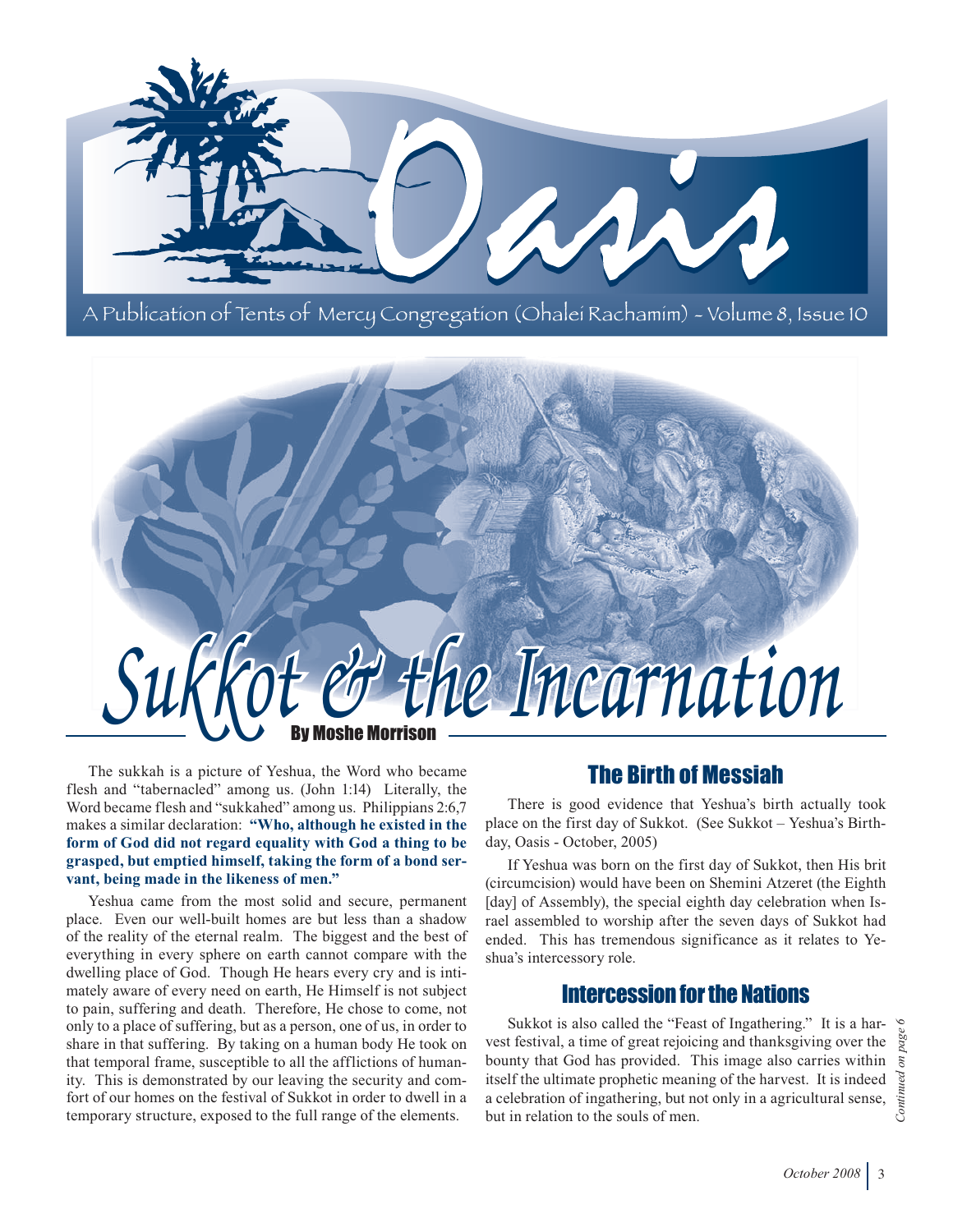# Oasis

A Publication of Tents of Mercy Congregation (Ohalei Rachamim) - Volume 8, Issue 10

# Sukkot & the Incarnation

By Moshe Morrison

The sukkah is a picture of Yeshua, the Word who became flesh and "tabernacled" among us. (John 1:14) Literally, the Word became flesh and "sukkahed" among us. Philippians 2:6,7 makes a similar declaration: **"Who, although he existed in the form of God did not regard equality with God a thing to be grasped, but emptied himself, taking the form of a bond servant, being made in the likeness of men."**

Yeshua came from the most solid and secure, permanent place. Even our well-built homes are but less than a shadow of the reality of the eternal realm. The biggest and the best of everything in every sphere on earth cannot compare with the dwelling place of God. Though He hears every cry and is intimately aware of every need on earth, He Himself is not subject to pain, suffering and death. Therefore, He chose to come, not only to a place of suffering, but as a person, one of us, in order to share in that suffering. By taking on a human body He took on that temporal frame, susceptible to all the afflictions of humanity. This is demonstrated by our leaving the security and comfort of our homes on the festival of Sukkot in order to dwell in a temporary structure, exposed to the full range of the elements.

## The Birth of Messiah

There is good evidence that Yeshua's birth actually took place on the first day of Sukkot. (See Sukkot – Yeshua's Birthday, Oasis - October, 2005)

If Yeshua was born on the first day of Sukkot, then His brit (circumcision) would have been on Shemini Atzeret (the Eighth [day] of Assembly), the special eighth day celebration when Israel assembled to worship after the seven days of Sukkot had ended. This has tremendous significance as it relates to Yeshua's intercessory role.

## Intercession for the Nations

Sukkot is also called the "Feast of Ingathering." It is a harvest festival, a time of great rejoicing and thanksgiving over the bounty that God has provided. This image also carries within itself the ultimate prophetic meaning of the harvest. It is indeed a celebration of ingathering, but not only in a agricultural sense, but in relation to the souls of men.

*Continued on page 6*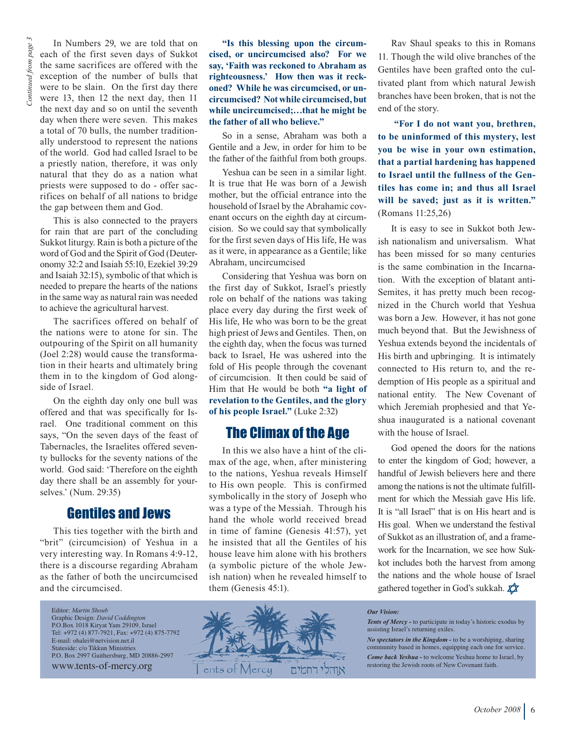*Continued from page 3*

In Numbers 29, we are told that on each of the first seven days of Sukkot the same sacrifices are offered with the exception of the number of bulls that were to be slain. On the first day there were 13, then 12 the next day, then 11 the next day and so on until the seventh day when there were seven. This makes a total of 70 bulls, the number traditionally understood to represent the nations of the world. God had called Israel to be a priestly nation, therefore, it was only natural that they do as a nation what priests were supposed to do - offer sacrifices on behalf of all nations to bridge the gap between them and God.

This is also connected to the prayers for rain that are part of the concluding Sukkot liturgy. Rain is both a picture of the word of God and the Spirit of God (Deuteronomy 32:2 and Isaiah 55:10, Ezekiel 39:29 and Isaiah 32:15), symbolic of that which is needed to prepare the hearts of the nations in the same way as natural rain was needed to achieve the agricultural harvest.

The sacrifices offered on behalf of the nations were to atone for sin. The outpouring of the Spirit on all humanity (Joel 2:28) would cause the transformation in their hearts and ultimately bring them in to the kingdom of God alongside of Israel.

On the eighth day only one bull was offered and that was specifically for Israel. One traditional comment on this says, "On the seven days of the feast of Tabernacles, the Israelites offered seventy bullocks for the seventy nations of the world. God said: 'Therefore on the eighth day there shall be an assembly for yourselves.' (Num. 29:35)

## Gentiles and Jews

This ties together with the birth and "brit" (circumcision) of Yeshua in a very interesting way. In Romans 4:9-12, there is a discourse regarding Abraham as the father of both the uncircumcised and the circumcised.

**"Is this blessing upon the circumcised, or uncircumcised also? For we say, 'Faith was reckoned to Abraham as righteousness.' How then was it reckoned? While he was circumcised, or uncircumcised? Not while circumcised, but while uncircumcised;…that he might be the father of all who believe."**

So in a sense, Abraham was both a Gentile and a Jew, in order for him to be the father of the faithful from both groups.

Yeshua can be seen in a similar light. It is true that He was born of a Jewish mother, but the official entrance into the household of Israel by the Abrahamic covenant occurs on the eighth day at circumcision. So we could say that symbolically for the first seven days of His life, He was as it were, in appearance as a Gentile; like Abraham, uncircumcised

Considering that Yeshua was born on the first day of Sukkot, Israel's priestly role on behalf of the nations was taking place every day during the first week of His life, He who was born to be the great high priest of Jews and Gentiles. Then, on the eighth day, when the focus was turned back to Israel, He was ushered into the fold of His people through the covenant of circumcision. It then could be said of Him that He would be both **"a light of revelation to the Gentiles, and the glory of his people Israel."** (Luke 2:32)

## The Climax of the Age

In this we also have a hint of the climax of the age, when, after ministering to the nations, Yeshua reveals Himself to His own people. This is confirmed symbolically in the story of Joseph who was a type of the Messiah. Through his hand the whole world received bread in time of famine (Genesis 41:57), yet he insisted that all the Gentiles of his house leave him alone with his brothers (a symbolic picture of the whole Jewish nation) when he revealed himself to them (Genesis 45:1).

Rav Shaul speaks to this in Romans 11. Though the wild olive branches of the Gentiles have been grafted onto the cultivated plant from which natural Jewish branches have been broken, that is not the end of the story.

**"For I do not want you, brethren, to be uninformed of this mystery, lest you be wise in your own estimation, that a partial hardening has happened to Israel until the fullness of the Gentiles has come in; and thus all Israel will be saved; just as it is written."** (Romans 11:25,26)

It is easy to see in Sukkot both Jewish nationalism and universalism. What has been missed for so many centuries is the same combination in the Incarnation. With the exception of blatant anti-Semites, it has pretty much been recognized in the Church world that Yeshua was born a Jew. However, it has not gone much beyond that. But the Jewishness of Yeshua extends beyond the incidentals of His birth and upbringing. It is intimately connected to His return to, and the redemption of His people as a spiritual and national entity. The New Covenant of which Jeremiah prophesied and that Yeshua inaugurated is a national covenant with the house of Israel.

God opened the doors for the nations to enter the kingdom of God; however, a handful of Jewish believers here and there among the nations is not the ultimate fulfillment for which the Messiah gave His life. It is "all Israel" that is on His heart and is His goal. When we understand the festival of Sukkot as an illustration of, and a framework for the Incarnation, we see how Sukkot includes both the harvest from among the nations and the whole house of Israel gathered together in God's sukkah.

---

Editor: *Martin Shoub*
Graphic Design: *David Coddington*
P.O.Box 1018 Kiryat Yam 29109, Israel
Tel: +972 (4) 877-7921, Fax: +972 (4) 875-7792
E-mail: ohalei@netvision.net.il
Stateside: c/o Tikkun Ministries
P.O. Box 2997 Gaithersburg, MD 20886-2997
www.tents-of-mercy.org

Tents of Mercy אוהלי רחמים

***Our Vision:***

***Tents of Mercy*** - to participate in today's historic exodus by assisting Israel's returning exiles.

***No spectators in the Kingdom*** - to be a worshiping, sharing community based in homes, equipping each one for service.

***Come back Yeshua*** - to welcome Yeshua home to Israel, by restoring the Jewish roots of New Covenant faith.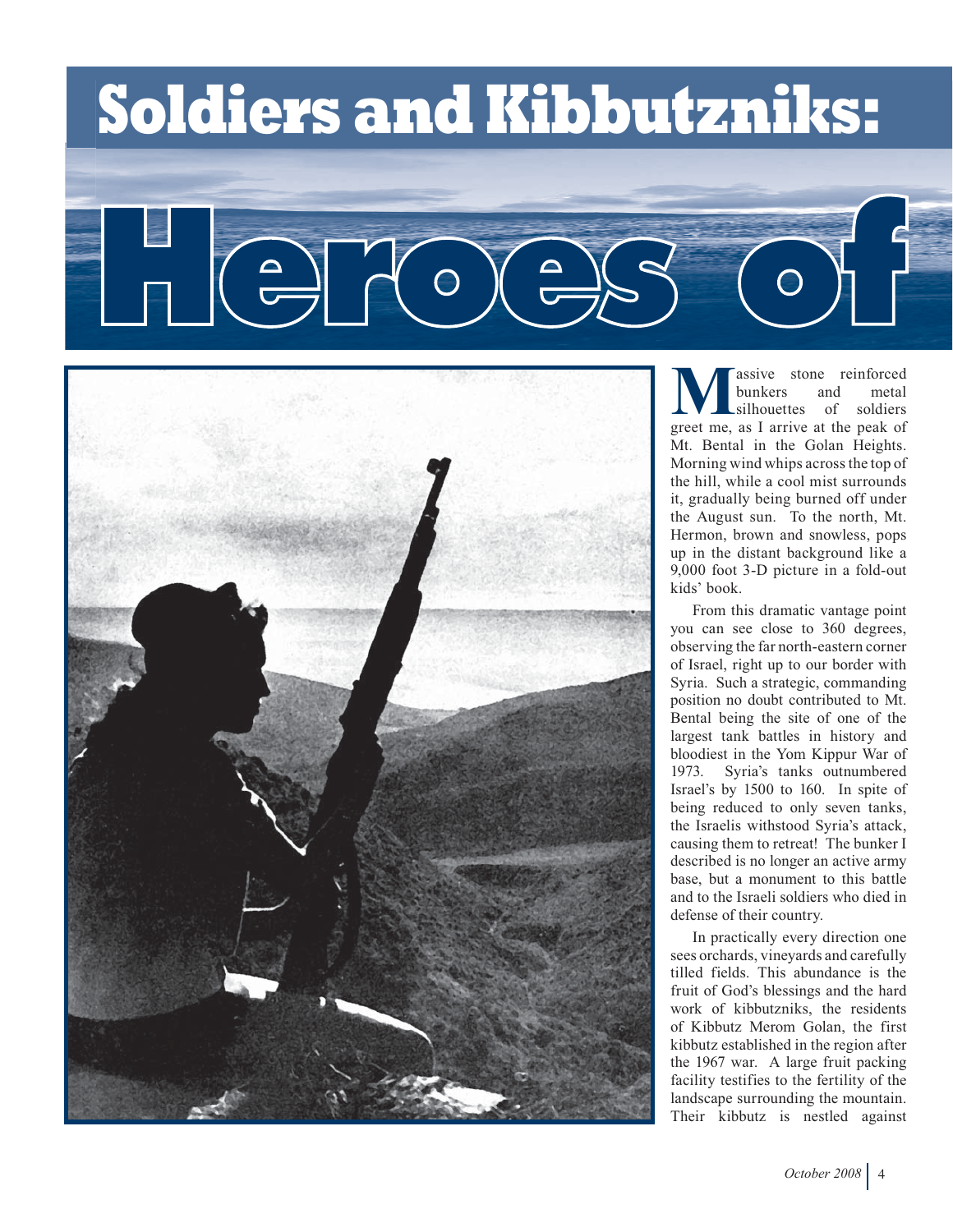# Soldiers and Kibbutzniks:

# Heroes of

Massive stone reinforced bunkers and metal silhouettes of soldiers greet me, as I arrive at the peak of Mt. Bental in the Golan Heights. Morning wind whips across the top of the hill, while a cool mist surrounds it, gradually being burned off under the August sun. To the north, Mt. Hermon, brown and snowless, pops up in the distant background like a 9,000 foot 3-D picture in a fold-out kids' book.

From this dramatic vantage point you can see close to 360 degrees, observing the far north-eastern corner of Israel, right up to our border with Syria. Such a strategic, commanding position no doubt contributed to Mt. Bental being the site of one of the largest tank battles in history and bloodiest in the Yom Kippur War of 1973. Syria's tanks outnumbered Israel's by 1500 to 160. In spite of being reduced to only seven tanks, the Israelis withstood Syria's attack, causing them to retreat! The bunker I described is no longer an active army base, but a monument to this battle and to the Israeli soldiers who died in defense of their country.

In practically every direction one sees orchards, vineyards and carefully tilled fields. This abundance is the fruit of God's blessings and the hard work of kibbutzniks, the residents of Kibbutz Merom Golan, the first kibbutz established in the region after the 1967 war. A large fruit packing facility testifies to the fertility of the landscape surrounding the mountain. Their kibbutz is nestled against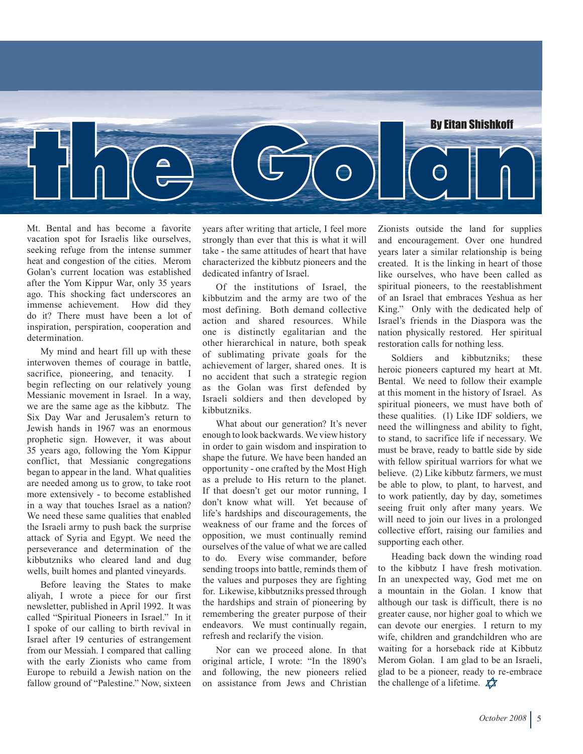# the Golan

By Eitan Shishkoff

Mt. Bental and has become a favorite vacation spot for Israelis like ourselves, seeking refuge from the intense summer heat and congestion of the cities. Merom Golan's current location was established after the Yom Kippur War, only 35 years ago. This shocking fact underscores an immense achievement. How did they do it? There must have been a lot of inspiration, perspiration, cooperation and determination.

My mind and heart fill up with these interwoven themes of courage in battle, sacrifice, pioneering, and tenacity. I begin reflecting on our relatively young Messianic movement in Israel. In a way, we are the same age as the kibbutz. The Six Day War and Jerusalem's return to Jewish hands in 1967 was an enormous prophetic sign. However, it was about 35 years ago, following the Yom Kippur conflict, that Messianic congregations began to appear in the land. What qualities are needed among us to grow, to take root more extensively - to become established in a way that touches Israel as a nation? We need these same qualities that enabled the Israeli army to push back the surprise attack of Syria and Egypt. We need the perseverance and determination of the kibbutzniks who cleared land and dug wells, built homes and planted vineyards.

Before leaving the States to make aliyah, I wrote a piece for our first newsletter, published in April 1992. It was called "Spiritual Pioneers in Israel." In it I spoke of our calling to birth revival in Israel after 19 centuries of estrangement from our Messiah. I compared that calling with the early Zionists who came from Europe to rebuild a Jewish nation on the fallow ground of "Palestine." Now, sixteen years after writing that article, I feel more strongly than ever that this is what it will take - the same attitudes of heart that have characterized the kibbutz pioneers and the dedicated infantry of Israel.

Of the institutions of Israel, the kibbutzim and the army are two of the most defining. Both demand collective action and shared resources. While one is distinctly egalitarian and the other hierarchical in nature, both speak of sublimating private goals for the achievement of larger, shared ones. It is no accident that such a strategic region as the Golan was first defended by Israeli soldiers and then developed by kibbutzniks.

What about our generation? It's never enough to look backwards. We view history in order to gain wisdom and inspiration to shape the future. We have been handed an opportunity - one crafted by the Most High as a prelude to His return to the planet. If that doesn't get our motor running, I don't know what will. Yet because of life's hardships and discouragements, the weakness of our frame and the forces of opposition, we must continually remind ourselves of the value of what we are called to do. Every wise commander, before sending troops into battle, reminds them of the values and purposes they are fighting for. Likewise, kibbutzniks pressed through the hardships and strain of pioneering by remembering the greater purpose of their endeavors. We must continually regain, refresh and reclarify the vision.

Nor can we proceed alone. In that original article, I wrote: "In the 1890's and following, the new pioneers relied on assistance from Jews and Christian Zionists outside the land for supplies and encouragement. Over one hundred years later a similar relationship is being created. It is the linking in heart of those like ourselves, who have been called as spiritual pioneers, to the reestablishment of an Israel that embraces Yeshua as her King." Only with the dedicated help of Israel's friends in the Diaspora was the nation physically restored. Her spiritual restoration calls for nothing less.

Soldiers and kibbutzniks; these heroic pioneers captured my heart at Mt. Bental. We need to follow their example at this moment in the history of Israel. As spiritual pioneers, we must have both of these qualities. (1) Like IDF soldiers, we need the willingness and ability to fight, to stand, to sacrifice life if necessary. We must be brave, ready to battle side by side with fellow spiritual warriors for what we believe. (2) Like kibbutz farmers, we must be able to plow, to plant, to harvest, and to work patiently, day by day, sometimes seeing fruit only after many years. We will need to join our lives in a prolonged collective effort, raising our families and supporting each other.

Heading back down the winding road to the kibbutz I have fresh motivation. In an unexpected way, God met me on a mountain in the Golan. I know that although our task is difficult, there is no greater cause, nor higher goal to which we can devote our energies. I return to my wife, children and grandchildren who are waiting for a horseback ride at Kibbutz Merom Golan. I am glad to be an Israeli, glad to be a pioneer, ready to re-embrace the challenge of a lifetime. ✡